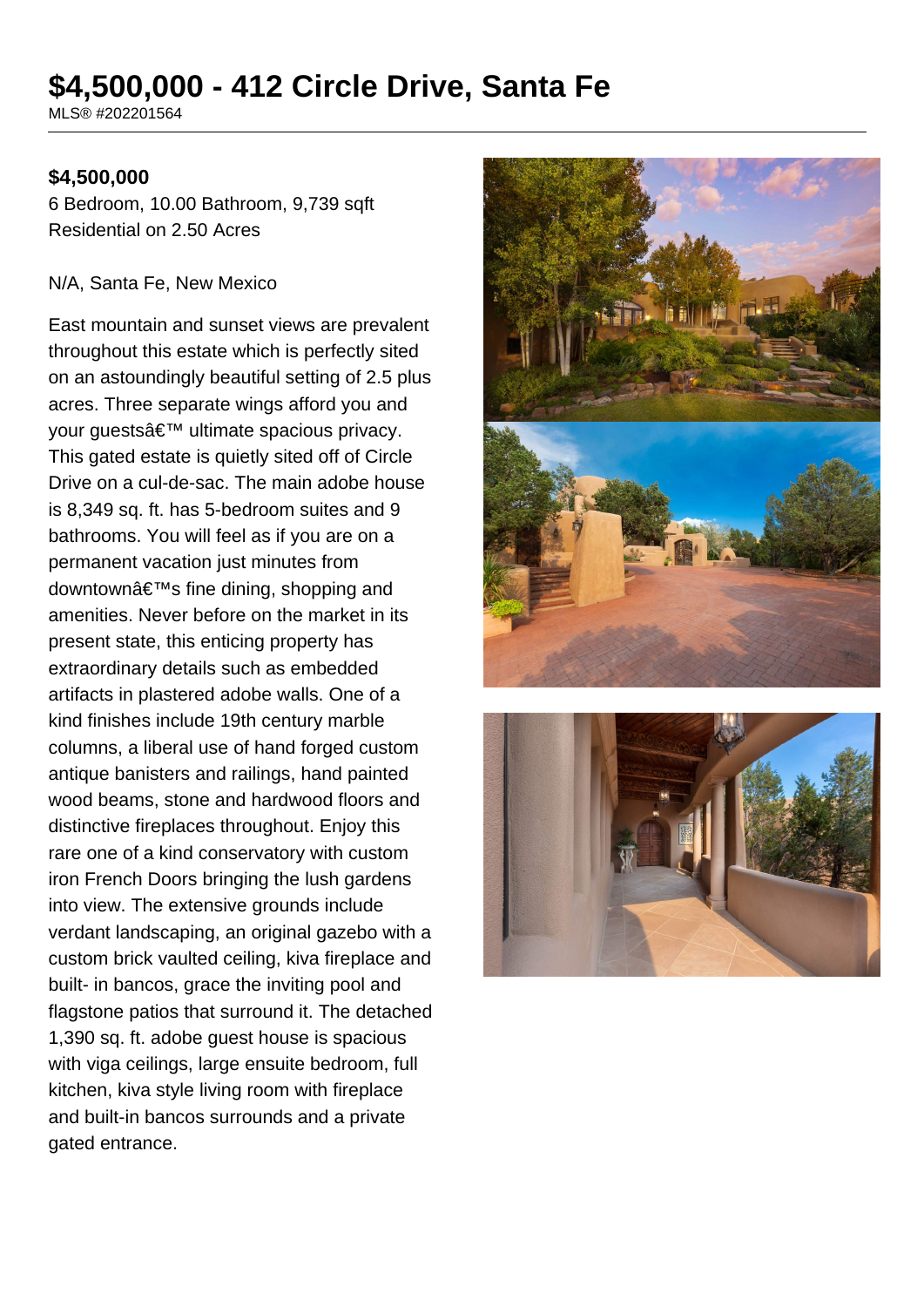# $4,500,000 - 412 Circle Drive, Santa Fe

MLS® #202201564

**$4,500,000**

6 Bedroom, 10.00 Bathroom, 9,739 sqft
Residential on 2.50 Acres

N/A, Santa Fe, New Mexico

East mountain and sunset views are prevalent throughout this estate which is perfectly sited on an astoundingly beautiful setting of 2.5 plus acres. Three separate wings afford you and your guestsâ€™ ultimate spacious privacy. This gated estate is quietly sited off of Circle Drive on a cul-de-sac. The main adobe house is 8,349 sq. ft. has 5-bedroom suites and 9 bathrooms. You will feel as if you are on a permanent vacation just minutes from downtownâ€™s fine dining, shopping and amenities. Never before on the market in its present state, this enticing property has extraordinary details such as embedded artifacts in plastered adobe walls. One of a kind finishes include 19th century marble columns, a liberal use of hand forged custom antique banisters and railings, hand painted wood beams, stone and hardwood floors and distinctive fireplaces throughout. Enjoy this rare one of a kind conservatory with custom iron French Doors bringing the lush gardens into view. The extensive grounds include verdant landscaping, an original gazebo with a custom brick vaulted ceiling, kiva fireplace and built- in bancos, grace the inviting pool and flagstone patios that surround it. The detached 1,390 sq. ft. adobe guest house is spacious with viga ceilings, large ensuite bedroom, full kitchen, kiva style living room with fireplace and built-in bancos surrounds and a private gated entrance.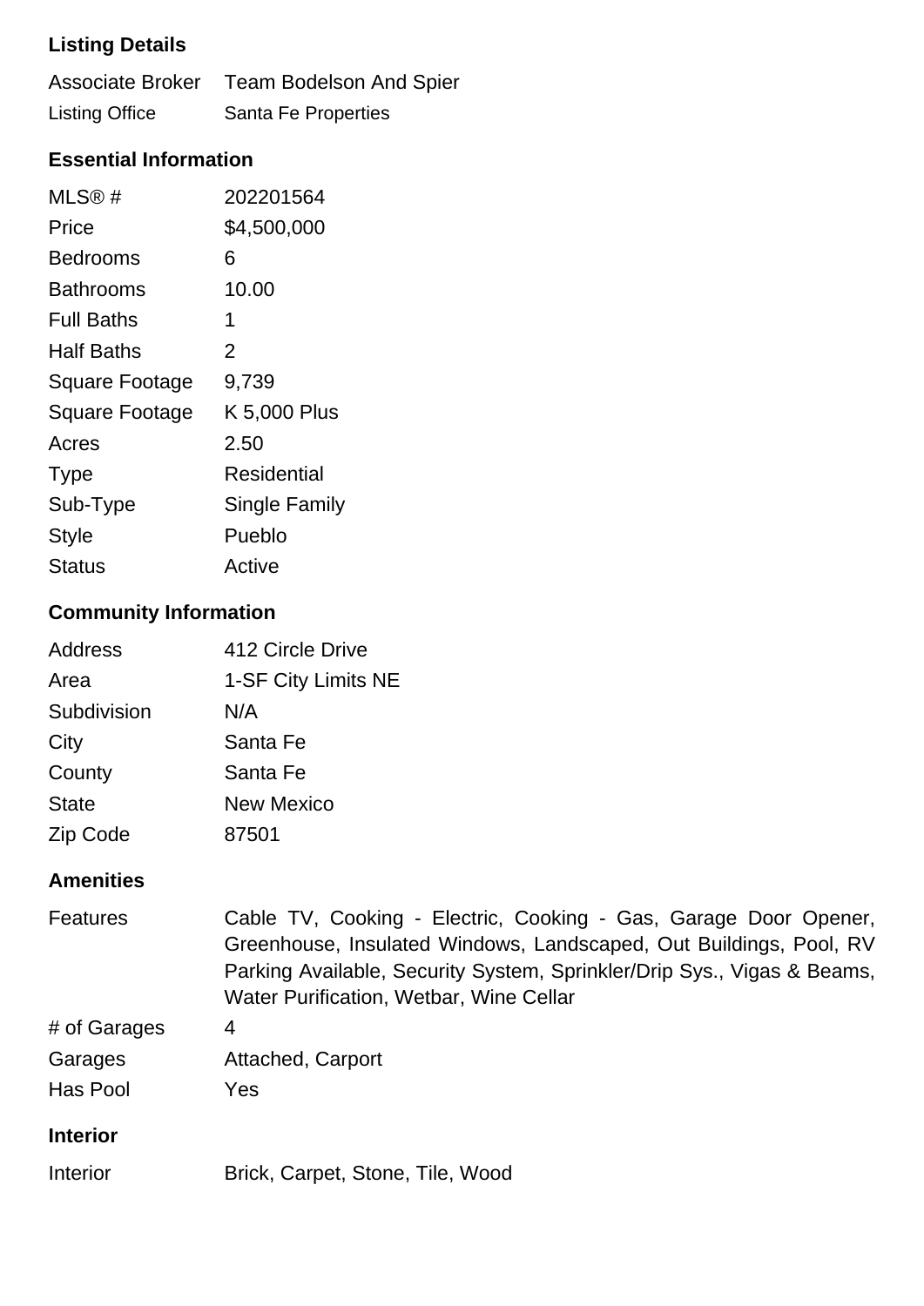### Listing Details

| | |
|---|---|
| Associate Broker | Team Bodelson And Spier |
| Listing Office | Santa Fe Properties |

### Essential Information

| | |
|---|---|
| MLS® # | 202201564 |
| Price | $4,500,000 |
| Bedrooms | 6 |
| Bathrooms | 10.00 |
| Full Baths | 1 |
| Half Baths | 2 |
| Square Footage | 9,739 |
| Square Footage | K 5,000 Plus |
| Acres | 2.50 |
| Type | Residential |
| Sub-Type | Single Family |
| Style | Pueblo |
| Status | Active |

### Community Information

| | |
|---|---|
| Address | 412 Circle Drive |
| Area | 1-SF City Limits NE |
| Subdivision | N/A |
| City | Santa Fe |
| County | Santa Fe |
| State | New Mexico |
| Zip Code | 87501 |

### Amenities

| | |
|---|---|
| Features | Cable TV, Cooking - Electric, Cooking - Gas, Garage Door Opener, Greenhouse, Insulated Windows, Landscaped, Out Buildings, Pool, RV Parking Available, Security System, Sprinkler/Drip Sys., Vigas & Beams, Water Purification, Wetbar, Wine Cellar |
| # of Garages | 4 |
| Garages | Attached, Carport |
| Has Pool | Yes |

### Interior

| | |
|---|---|
| Interior | Brick, Carpet, Stone, Tile, Wood |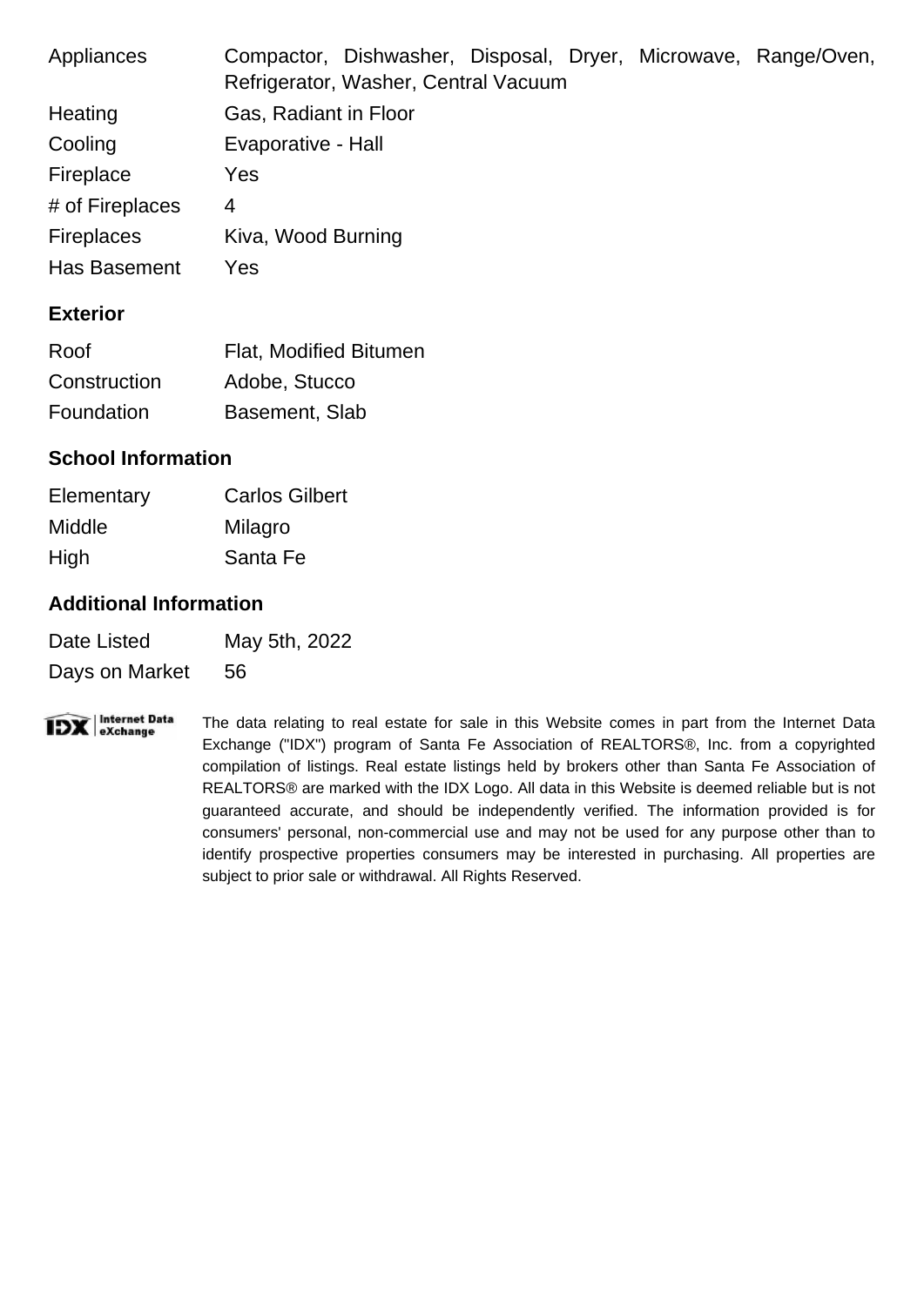| | |
|---|---|
| Appliances | Compactor, Dishwasher, Disposal, Dryer, Microwave, Range/Oven, Refrigerator, Washer, Central Vacuum |
| Heating | Gas, Radiant in Floor |
| Cooling | Evaporative - Hall |
| Fireplace | Yes |
| # of Fireplaces | 4 |
| Fireplaces | Kiva, Wood Burning |
| Has Basement | Yes |

### Exterior

| | |
|---|---|
| Roof | Flat, Modified Bitumen |
| Construction | Adobe, Stucco |
| Foundation | Basement, Slab |

### School Information

| | |
|---|---|
| Elementary | Carlos Gilbert |
| Middle | Milagro |
| High | Santa Fe |

### Additional Information

| | |
|---|---|
| Date Listed | May 5th, 2022 |
| Days on Market | 56 |

IDX Internet Data eXchange

The data relating to real estate for sale in this Website comes in part from the Internet Data Exchange ("IDX") program of Santa Fe Association of REALTORS®, Inc. from a copyrighted compilation of listings. Real estate listings held by brokers other than Santa Fe Association of REALTORS® are marked with the IDX Logo. All data in this Website is deemed reliable but is not guaranteed accurate, and should be independently verified. The information provided is for consumers' personal, non-commercial use and may not be used for any purpose other than to identify prospective properties consumers may be interested in purchasing. All properties are subject to prior sale or withdrawal. All Rights Reserved.